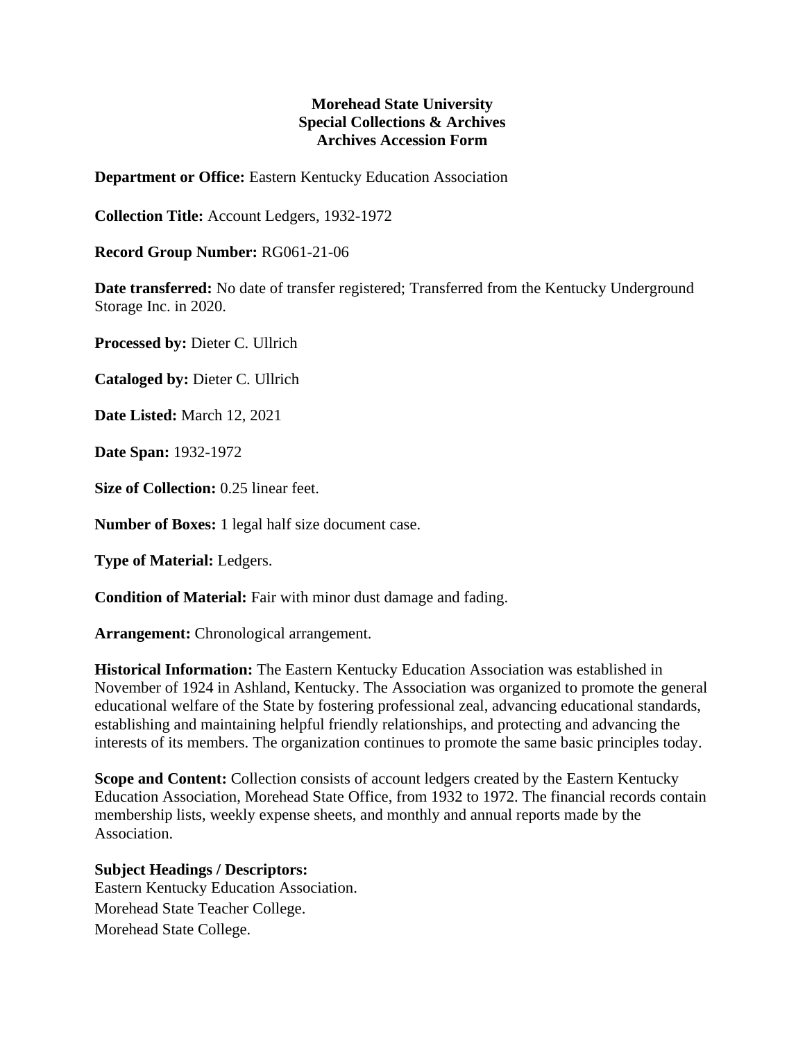**Morehead State University**
**Special Collections & Archives**
**Archives Accession Form**

**Department or Office:** Eastern Kentucky Education Association

**Collection Title:** Account Ledgers, 1932-1972

**Record Group Number:** RG061-21-06

**Date transferred:** No date of transfer registered; Transferred from the Kentucky Underground Storage Inc. in 2020.

**Processed by:** Dieter C. Ullrich

**Cataloged by:** Dieter C. Ullrich

**Date Listed:** March 12, 2021

**Date Span:** 1932-1972

**Size of Collection:** 0.25 linear feet.

**Number of Boxes:** 1 legal half size document case.

**Type of Material:** Ledgers.

**Condition of Material:** Fair with minor dust damage and fading.

**Arrangement:** Chronological arrangement.

**Historical Information:** The Eastern Kentucky Education Association was established in November of 1924 in Ashland, Kentucky. The Association was organized to promote the general educational welfare of the State by fostering professional zeal, advancing educational standards, establishing and maintaining helpful friendly relationships, and protecting and advancing the interests of its members. The organization continues to promote the same basic principles today.

**Scope and Content:** Collection consists of account ledgers created by the Eastern Kentucky Education Association, Morehead State Office, from 1932 to 1972. The financial records contain membership lists, weekly expense sheets, and monthly and annual reports made by the Association.

**Subject Headings / Descriptors:**
Eastern Kentucky Education Association.
Morehead State Teacher College.
Morehead State College.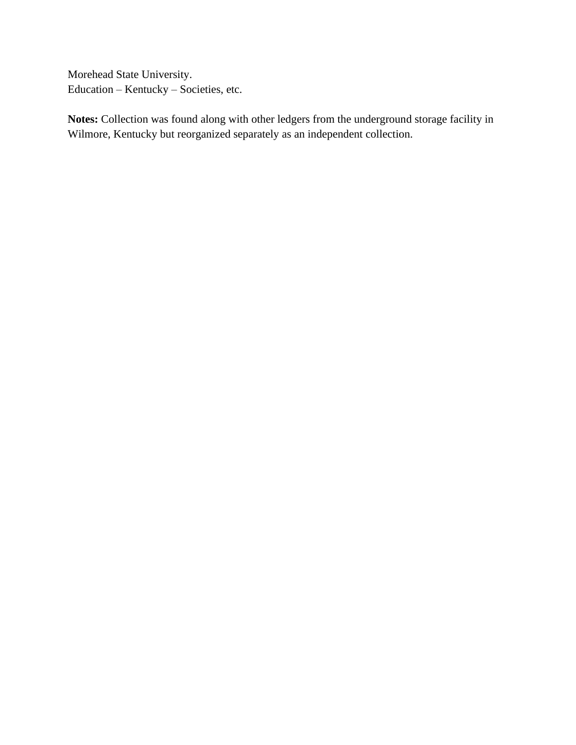Morehead State University.
Education – Kentucky – Societies, etc.

**Notes:** Collection was found along with other ledgers from the underground storage facility in Wilmore, Kentucky but reorganized separately as an independent collection.